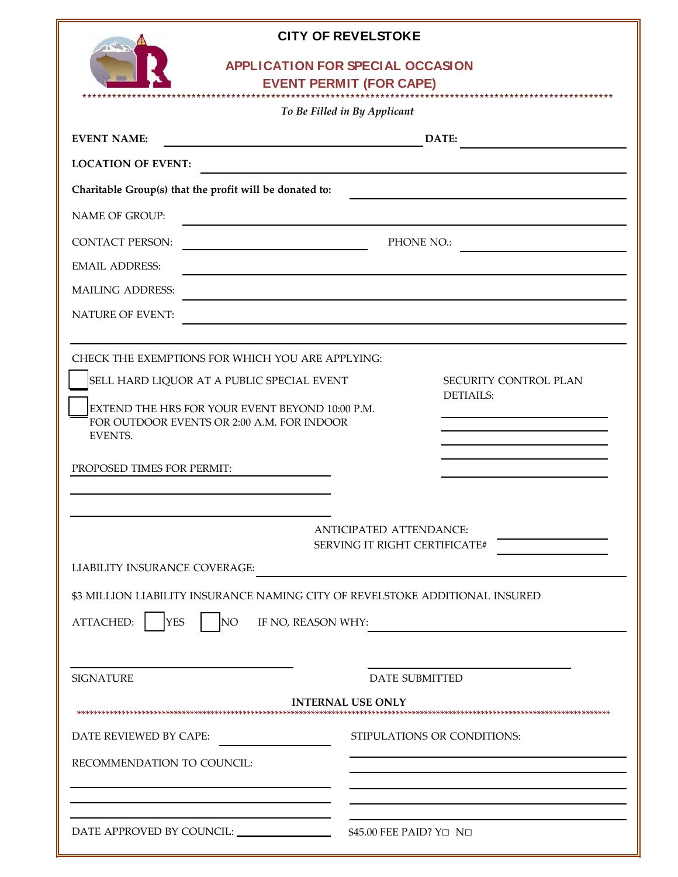# CITY OF REVELSTOKE

## APPLICATION FOR SPECIAL OCCASION EVENT PERMIT (FOR CAPE)

*To Be Filled in By Applicant*

**EVENT NAME:** ______________________________ **DATE:** ______________________

**LOCATION OF EVENT:** ______________________________________________

**Charitable Group(s) that the profit will be donated to:** ______________________________

NAME OF GROUP: ______________________________________________

CONTACT PERSON: ______________________ PHONE NO.: ______________________

EMAIL ADDRESS: ______________________________________________

MAILING ADDRESS: ______________________________________________

NATURE OF EVENT: ______________________________________________

______________________________________________

CHECK THE EXEMPTIONS FOR WHICH YOU ARE APPLYING:

- ☐ SELL HARD LIQUOR AT A PUBLIC SPECIAL EVENT
- ☐ EXTEND THE HRS FOR YOUR EVENT BEYOND 10:00 P.M. FOR OUTDOOR EVENTS OR 2:00 A.M. FOR INDOOR EVENTS.

SECURITY CONTROL PLAN DETAILS:

______________________

______________________

______________________

______________________

______________________

PROPOSED TIMES FOR PERMIT: ______________________

______________________________

______________________________

ANTICIPATED ATTENDANCE: ______________

SERVING IT RIGHT CERTIFICATE# ______________

LIABILITY INSURANCE COVERAGE: ______________________________________________

$3 MILLION LIABILITY INSURANCE NAMING CITY OF REVELSTOKE ADDITIONAL INSURED

ATTACHED: ☐ YES ☐ NO IF NO, REASON WHY: ______________________________

______________________________ ______________________________

SIGNATURE DATE SUBMITTED

**INTERNAL USE ONLY**

DATE REVIEWED BY CAPE: ______________

STIPULATIONS OR CONDITIONS:

______________________________

______________________________

______________________________

______________________________

______________________________

RECOMMENDATION TO COUNCIL:

______________________________

______________________________

______________________________

DATE APPROVED BY COUNCIL: ______________

$45.00 FEE PAID? Y☐ N☐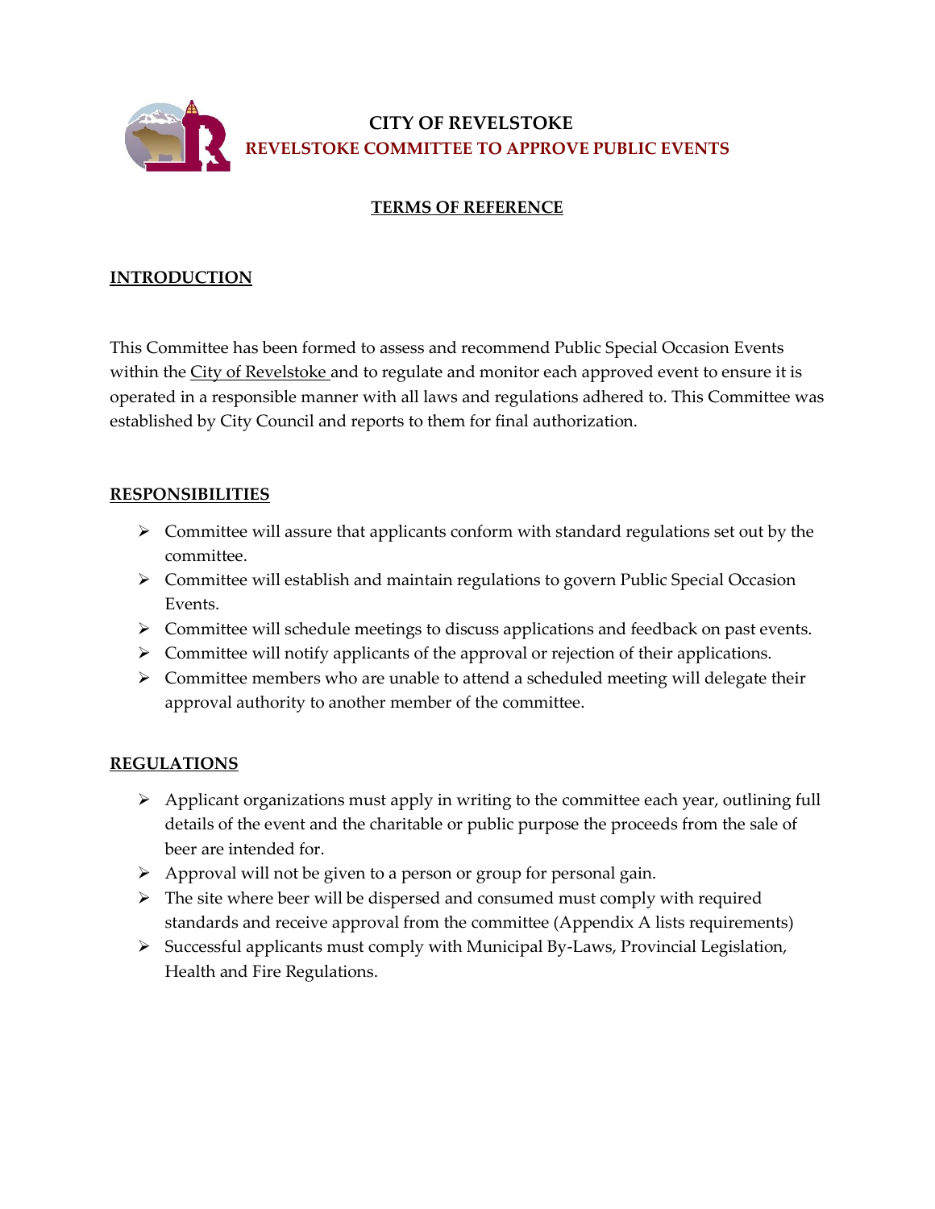# CITY OF REVELSTOKE

## REVELSTOKE COMMITTEE TO APPROVE PUBLIC EVENTS

### TERMS OF REFERENCE

### INTRODUCTION

This Committee has been formed to assess and recommend Public Special Occasion Events within the City of Revelstoke and to regulate and monitor each approved event to ensure it is operated in a responsible manner with all laws and regulations adhered to. This Committee was established by City Council and reports to them for final authorization.

### RESPONSIBILITIES

- Committee will assure that applicants conform with standard regulations set out by the committee.
- Committee will establish and maintain regulations to govern Public Special Occasion Events.
- Committee will schedule meetings to discuss applications and feedback on past events.
- Committee will notify applicants of the approval or rejection of their applications.
- Committee members who are unable to attend a scheduled meeting will delegate their approval authority to another member of the committee.

### REGULATIONS

- Applicant organizations must apply in writing to the committee each year, outlining full details of the event and the charitable or public purpose the proceeds from the sale of beer are intended for.
- Approval will not be given to a person or group for personal gain.
- The site where beer will be dispersed and consumed must comply with required standards and receive approval from the committee (Appendix A lists requirements)
- Successful applicants must comply with Municipal By-Laws, Provincial Legislation, Health and Fire Regulations.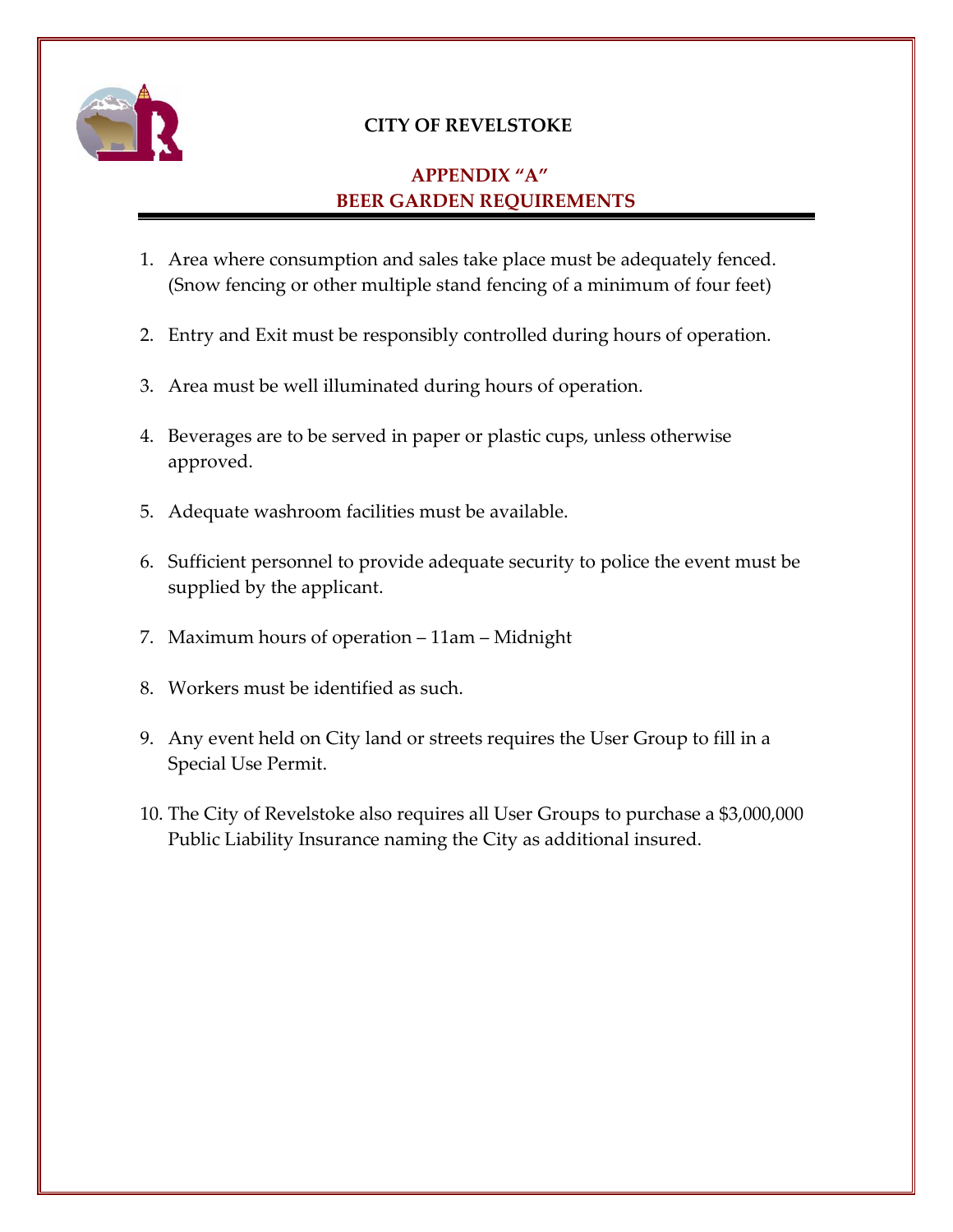**CITY OF REVELSTOKE**

## APPENDIX "A"
## BEER GARDEN REQUIREMENTS

1. Area where consumption and sales take place must be adequately fenced. (Snow fencing or other multiple stand fencing of a minimum of four feet)

2. Entry and Exit must be responsibly controlled during hours of operation.

3. Area must be well illuminated during hours of operation.

4. Beverages are to be served in paper or plastic cups, unless otherwise approved.

5. Adequate washroom facilities must be available.

6. Sufficient personnel to provide adequate security to police the event must be supplied by the applicant.

7. Maximum hours of operation – 11am – Midnight

8. Workers must be identified as such.

9. Any event held on City land or streets requires the User Group to fill in a Special Use Permit.

10. The City of Revelstoke also requires all User Groups to purchase a $3,000,000 Public Liability Insurance naming the City as additional insured.